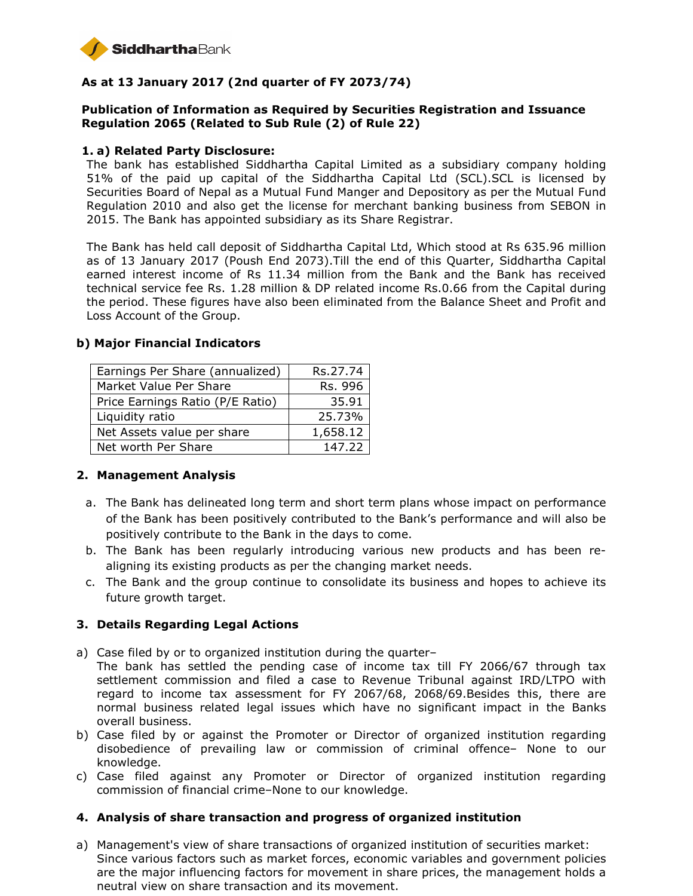SiddharthaBank

**As at 13 January 2017 (2nd quarter of FY 2073/74)**

**Publication of Information as Required by Securities Registration and Issuance Regulation 2065 (Related to Sub Rule (2) of Rule 22)**

**1. a) Related Party Disclosure:**

The bank has established Siddhartha Capital Limited as a subsidiary company holding 51% of the paid up capital of the Siddhartha Capital Ltd (SCL).SCL is licensed by Securities Board of Nepal as a Mutual Fund Manger and Depository as per the Mutual Fund Regulation 2010 and also get the license for merchant banking business from SEBON in 2015. The Bank has appointed subsidiary as its Share Registrar.

The Bank has held call deposit of Siddhartha Capital Ltd, Which stood at Rs 635.96 million as of 13 January 2017 (Poush End 2073).Till the end of this Quarter, Siddhartha Capital earned interest income of Rs 11.34 million from the Bank and the Bank has received technical service fee Rs. 1.28 million & DP related income Rs.0.66 from the Capital during the period. These figures have also been eliminated from the Balance Sheet and Profit and Loss Account of the Group.

**b) Major Financial Indicators**

| | |
|---|---|
| Earnings Per Share (annualized) | Rs.27.74 |
| Market Value Per Share | Rs. 996 |
| Price Earnings Ratio (P/E Ratio) | 35.91 |
| Liquidity ratio | 25.73% |
| Net Assets value per share | 1,658.12 |
| Net worth Per Share | 147.22 |

**2. Management Analysis**

a. The Bank has delineated long term and short term plans whose impact on performance of the Bank has been positively contributed to the Bank's performance and will also be positively contribute to the Bank in the days to come.

b. The Bank has been regularly introducing various new products and has been re-aligning its existing products as per the changing market needs.

c. The Bank and the group continue to consolidate its business and hopes to achieve its future growth target.

**3. Details Regarding Legal Actions**

a) Case filed by or to organized institution during the quarter–
The bank has settled the pending case of income tax till FY 2066/67 through tax settlement commission and filed a case to Revenue Tribunal against IRD/LTPO with regard to income tax assessment for FY 2067/68, 2068/69.Besides this, there are normal business related legal issues which have no significant impact in the Banks overall business.

b) Case filed by or against the Promoter or Director of organized institution regarding disobedience of prevailing law or commission of criminal offence– None to our knowledge.

c) Case filed against any Promoter or Director of organized institution regarding commission of financial crime–None to our knowledge.

**4. Analysis of share transaction and progress of organized institution**

a) Management's view of share transactions of organized institution of securities market:
Since various factors such as market forces, economic variables and government policies are the major influencing factors for movement in share prices, the management holds a neutral view on share transaction and its movement.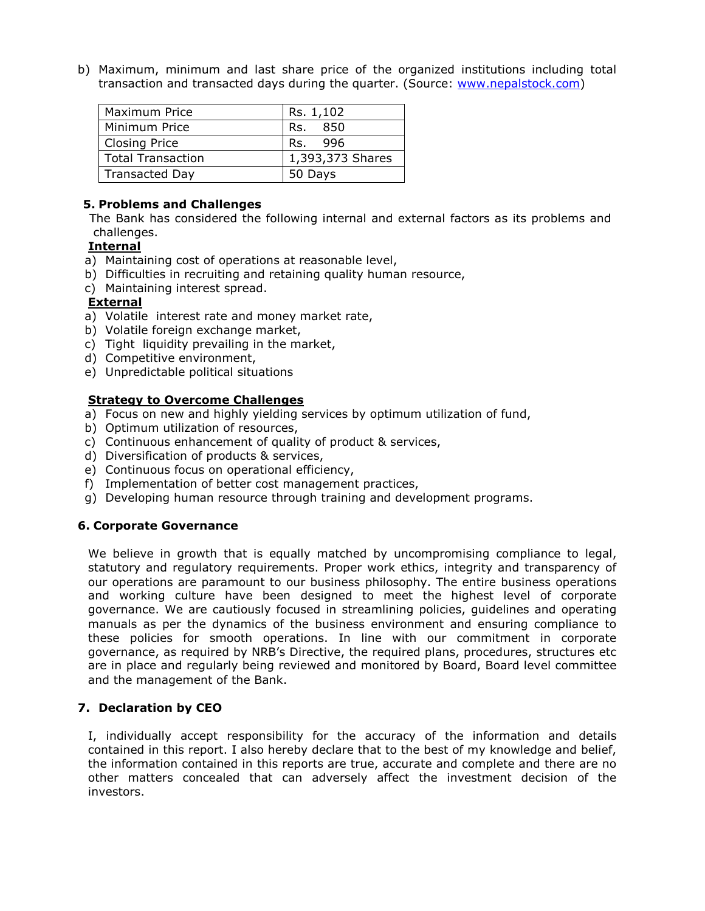b) Maximum, minimum and last share price of the organized institutions including total transaction and transacted days during the quarter. (Source: www.nepalstock.com)

| | |
|---|---|
| Maximum Price | Rs. 1,102 |
| Minimum Price | Rs. 850 |
| Closing Price | Rs. 996 |
| Total Transaction | 1,393,373 Shares |
| Transacted Day | 50 Days |

### 5. Problems and Challenges

The Bank has considered the following internal and external factors as its problems and challenges.

**Internal**

a) Maintaining cost of operations at reasonable level,
b) Difficulties in recruiting and retaining quality human resource,
c) Maintaining interest spread.

**External**

a) Volatile interest rate and money market rate,
b) Volatile foreign exchange market,
c) Tight liquidity prevailing in the market,
d) Competitive environment,
e) Unpredictable political situations

**Strategy to Overcome Challenges**

a) Focus on new and highly yielding services by optimum utilization of fund,
b) Optimum utilization of resources,
c) Continuous enhancement of quality of product & services,
d) Diversification of products & services,
e) Continuous focus on operational efficiency,
f) Implementation of better cost management practices,
g) Developing human resource through training and development programs.

### 6. Corporate Governance

We believe in growth that is equally matched by uncompromising compliance to legal, statutory and regulatory requirements. Proper work ethics, integrity and transparency of our operations are paramount to our business philosophy. The entire business operations and working culture have been designed to meet the highest level of corporate governance. We are cautiously focused in streamlining policies, guidelines and operating manuals as per the dynamics of the business environment and ensuring compliance to these policies for smooth operations. In line with our commitment in corporate governance, as required by NRB's Directive, the required plans, procedures, structures etc are in place and regularly being reviewed and monitored by Board, Board level committee and the management of the Bank.

### 7. Declaration by CEO

I, individually accept responsibility for the accuracy of the information and details contained in this report. I also hereby declare that to the best of my knowledge and belief, the information contained in this reports are true, accurate and complete and there are no other matters concealed that can adversely affect the investment decision of the investors.